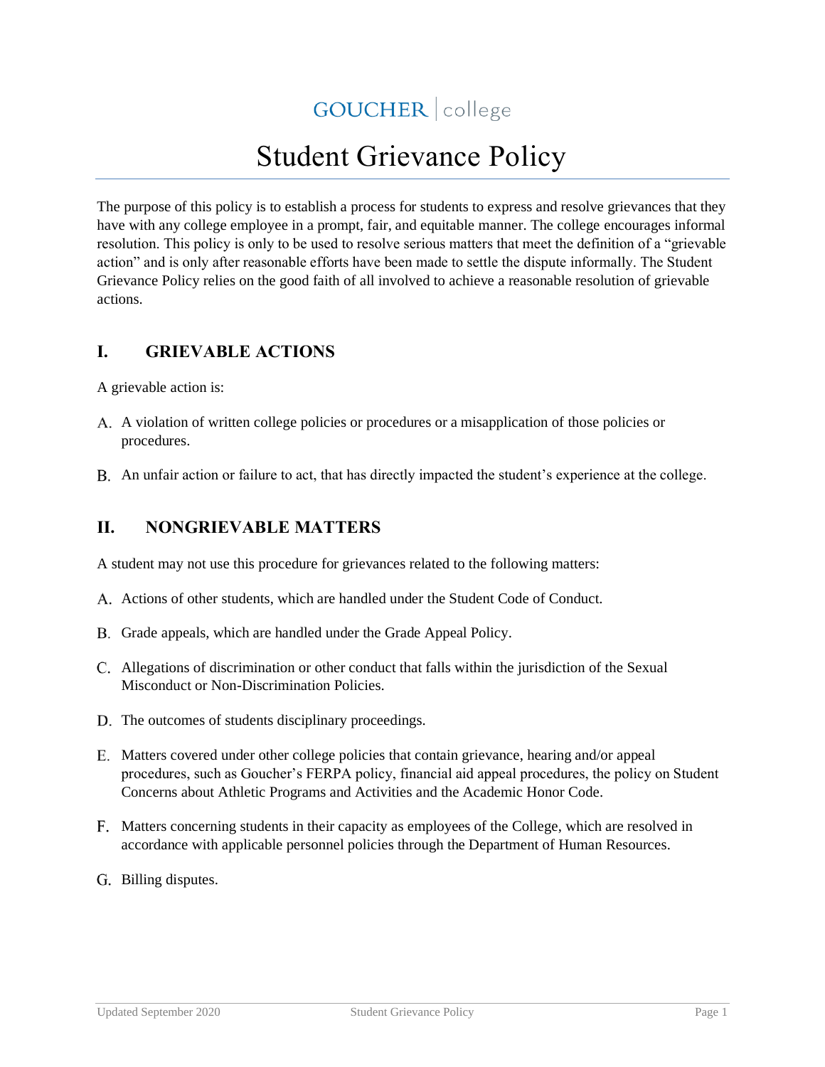GOUCHER | college

# Student Grievance Policy

The purpose of this policy is to establish a process for students to express and resolve grievances that they have with any college employee in a prompt, fair, and equitable manner. The college encourages informal resolution. This policy is only to be used to resolve serious matters that meet the definition of a "grievable action" and is only after reasonable efforts have been made to settle the dispute informally. The Student Grievance Policy relies on the good faith of all involved to achieve a reasonable resolution of grievable actions.

## I. GRIEVABLE ACTIONS

A grievable action is:

A. A violation of written college policies or procedures or a misapplication of those policies or procedures.

B. An unfair action or failure to act, that has directly impacted the student's experience at the college.

## II. NONGRIEVABLE MATTERS

A student may not use this procedure for grievances related to the following matters:

A. Actions of other students, which are handled under the Student Code of Conduct.

B. Grade appeals, which are handled under the Grade Appeal Policy.

C. Allegations of discrimination or other conduct that falls within the jurisdiction of the Sexual Misconduct or Non-Discrimination Policies.

D. The outcomes of students disciplinary proceedings.

E. Matters covered under other college policies that contain grievance, hearing and/or appeal procedures, such as Goucher's FERPA policy, financial aid appeal procedures, the policy on Student Concerns about Athletic Programs and Activities and the Academic Honor Code.

F. Matters concerning students in their capacity as employees of the College, which are resolved in accordance with applicable personnel policies through the Department of Human Resources.

G. Billing disputes.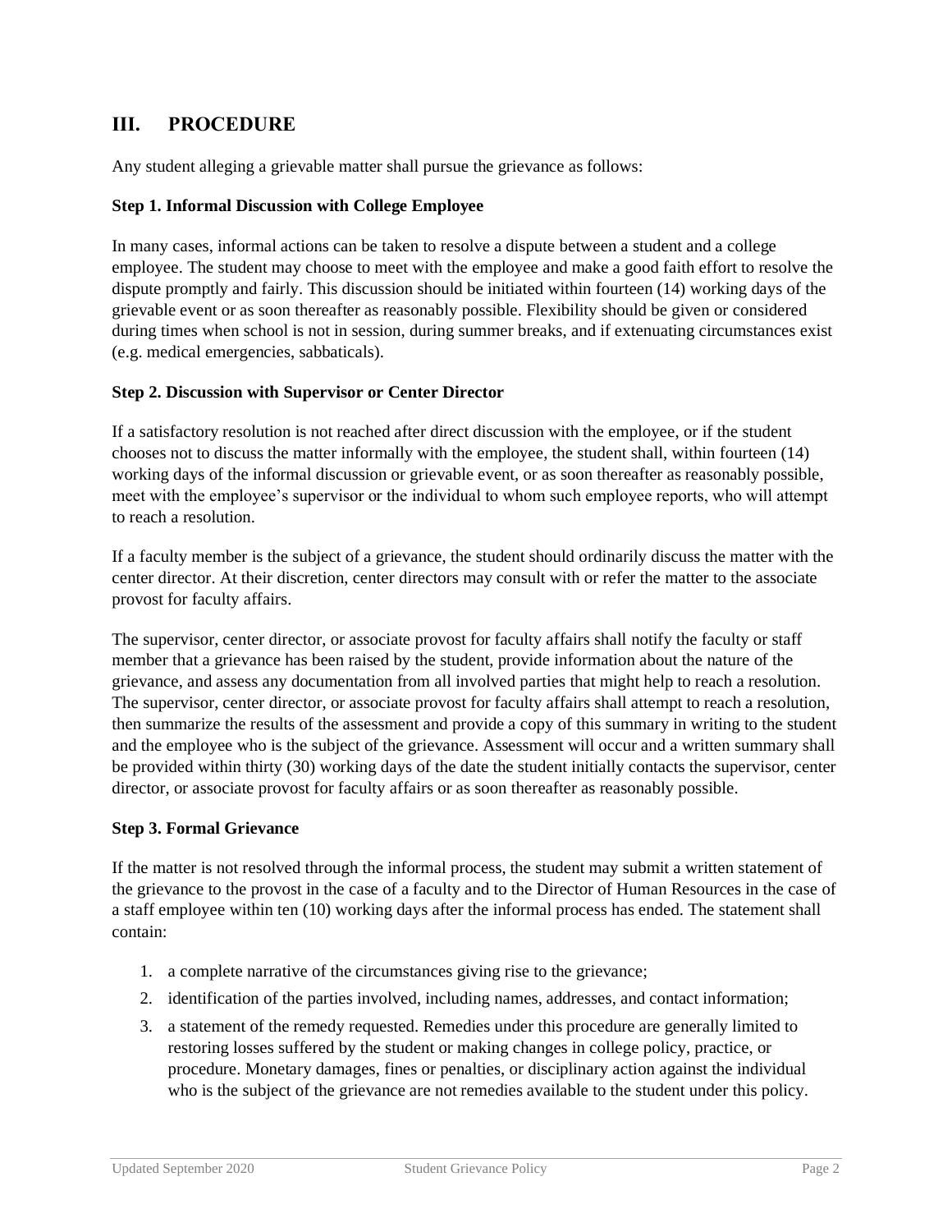## III. PROCEDURE

Any student alleging a grievable matter shall pursue the grievance as follows:

**Step 1. Informal Discussion with College Employee**

In many cases, informal actions can be taken to resolve a dispute between a student and a college employee. The student may choose to meet with the employee and make a good faith effort to resolve the dispute promptly and fairly. This discussion should be initiated within fourteen (14) working days of the grievable event or as soon thereafter as reasonably possible. Flexibility should be given or considered during times when school is not in session, during summer breaks, and if extenuating circumstances exist (e.g. medical emergencies, sabbaticals).

**Step 2. Discussion with Supervisor or Center Director**

If a satisfactory resolution is not reached after direct discussion with the employee, or if the student chooses not to discuss the matter informally with the employee, the student shall, within fourteen (14) working days of the informal discussion or grievable event, or as soon thereafter as reasonably possible, meet with the employee's supervisor or the individual to whom such employee reports, who will attempt to reach a resolution.

If a faculty member is the subject of a grievance, the student should ordinarily discuss the matter with the center director. At their discretion, center directors may consult with or refer the matter to the associate provost for faculty affairs.

The supervisor, center director, or associate provost for faculty affairs shall notify the faculty or staff member that a grievance has been raised by the student, provide information about the nature of the grievance, and assess any documentation from all involved parties that might help to reach a resolution. The supervisor, center director, or associate provost for faculty affairs shall attempt to reach a resolution, then summarize the results of the assessment and provide a copy of this summary in writing to the student and the employee who is the subject of the grievance. Assessment will occur and a written summary shall be provided within thirty (30) working days of the date the student initially contacts the supervisor, center director, or associate provost for faculty affairs or as soon thereafter as reasonably possible.

**Step 3. Formal Grievance**

If the matter is not resolved through the informal process, the student may submit a written statement of the grievance to the provost in the case of a faculty and to the Director of Human Resources in the case of a staff employee within ten (10) working days after the informal process has ended. The statement shall contain:

1. a complete narrative of the circumstances giving rise to the grievance;
2. identification of the parties involved, including names, addresses, and contact information;
3. a statement of the remedy requested. Remedies under this procedure are generally limited to restoring losses suffered by the student or making changes in college policy, practice, or procedure. Monetary damages, fines or penalties, or disciplinary action against the individual who is the subject of the grievance are not remedies available to the student under this policy.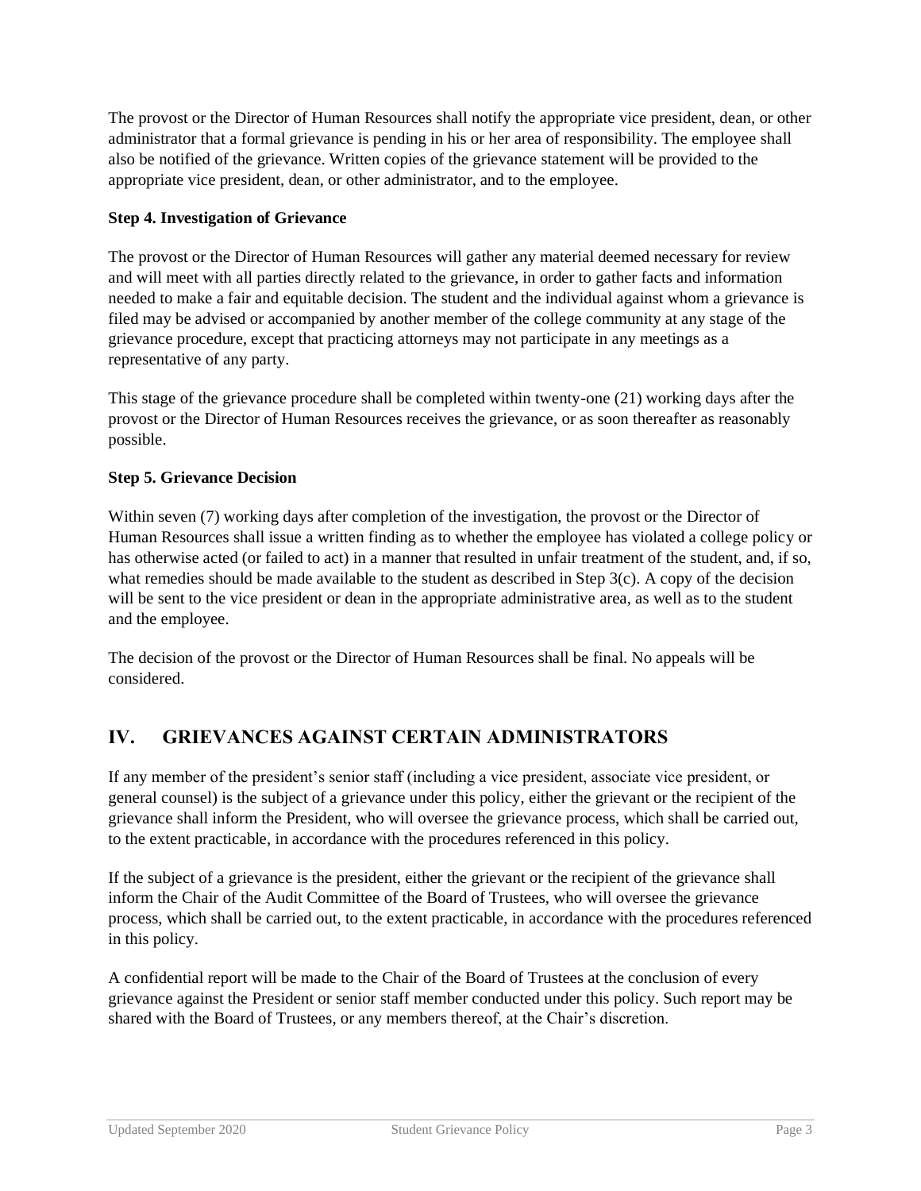The provost or the Director of Human Resources shall notify the appropriate vice president, dean, or other administrator that a formal grievance is pending in his or her area of responsibility. The employee shall also be notified of the grievance. Written copies of the grievance statement will be provided to the appropriate vice president, dean, or other administrator, and to the employee.

**Step 4. Investigation of Grievance**

The provost or the Director of Human Resources will gather any material deemed necessary for review and will meet with all parties directly related to the grievance, in order to gather facts and information needed to make a fair and equitable decision. The student and the individual against whom a grievance is filed may be advised or accompanied by another member of the college community at any stage of the grievance procedure, except that practicing attorneys may not participate in any meetings as a representative of any party.

This stage of the grievance procedure shall be completed within twenty-one (21) working days after the provost or the Director of Human Resources receives the grievance, or as soon thereafter as reasonably possible.

**Step 5. Grievance Decision**

Within seven (7) working days after completion of the investigation, the provost or the Director of Human Resources shall issue a written finding as to whether the employee has violated a college policy or has otherwise acted (or failed to act) in a manner that resulted in unfair treatment of the student, and, if so, what remedies should be made available to the student as described in Step 3(c). A copy of the decision will be sent to the vice president or dean in the appropriate administrative area, as well as to the student and the employee.

The decision of the provost or the Director of Human Resources shall be final. No appeals will be considered.

## IV. GRIEVANCES AGAINST CERTAIN ADMINISTRATORS

If any member of the president's senior staff (including a vice president, associate vice president, or general counsel) is the subject of a grievance under this policy, either the grievant or the recipient of the grievance shall inform the President, who will oversee the grievance process, which shall be carried out, to the extent practicable, in accordance with the procedures referenced in this policy.

If the subject of a grievance is the president, either the grievant or the recipient of the grievance shall inform the Chair of the Audit Committee of the Board of Trustees, who will oversee the grievance process, which shall be carried out, to the extent practicable, in accordance with the procedures referenced in this policy.

A confidential report will be made to the Chair of the Board of Trustees at the conclusion of every grievance against the President or senior staff member conducted under this policy. Such report may be shared with the Board of Trustees, or any members thereof, at the Chair's discretion.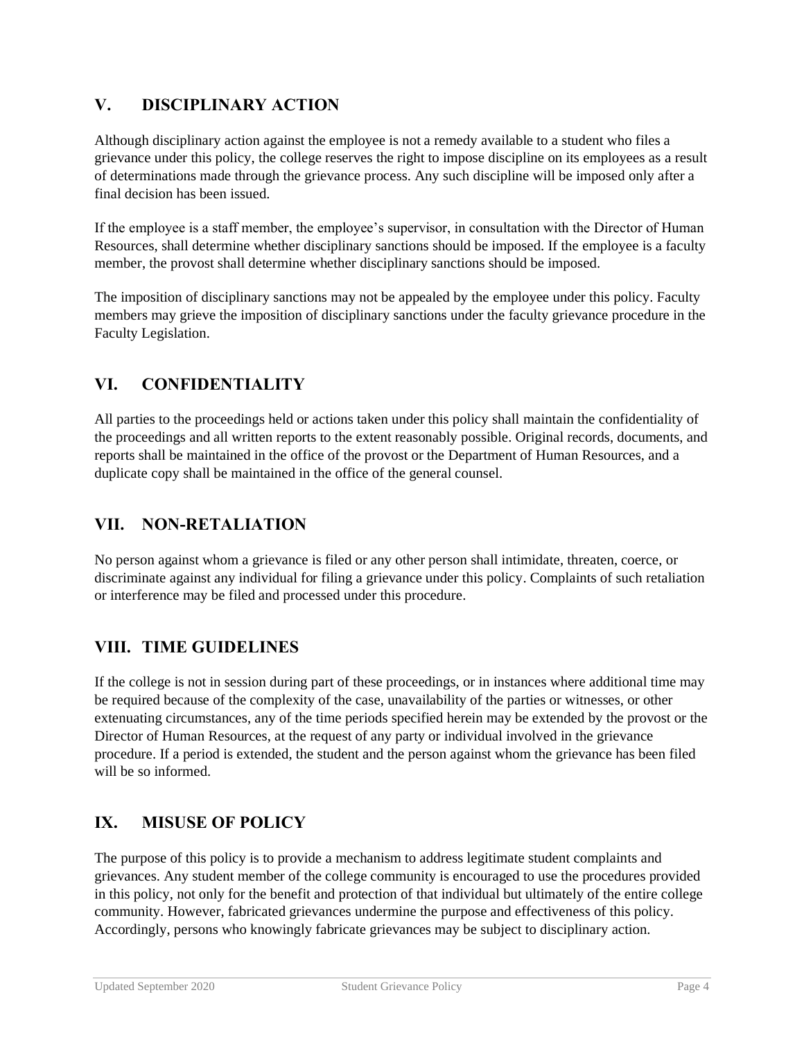## V. DISCIPLINARY ACTION

Although disciplinary action against the employee is not a remedy available to a student who files a grievance under this policy, the college reserves the right to impose discipline on its employees as a result of determinations made through the grievance process. Any such discipline will be imposed only after a final decision has been issued.

If the employee is a staff member, the employee's supervisor, in consultation with the Director of Human Resources, shall determine whether disciplinary sanctions should be imposed. If the employee is a faculty member, the provost shall determine whether disciplinary sanctions should be imposed.

The imposition of disciplinary sanctions may not be appealed by the employee under this policy. Faculty members may grieve the imposition of disciplinary sanctions under the faculty grievance procedure in the Faculty Legislation.

## VI. CONFIDENTIALITY

All parties to the proceedings held or actions taken under this policy shall maintain the confidentiality of the proceedings and all written reports to the extent reasonably possible. Original records, documents, and reports shall be maintained in the office of the provost or the Department of Human Resources, and a duplicate copy shall be maintained in the office of the general counsel.

## VII. NON-RETALIATION

No person against whom a grievance is filed or any other person shall intimidate, threaten, coerce, or discriminate against any individual for filing a grievance under this policy. Complaints of such retaliation or interference may be filed and processed under this procedure.

## VIII. TIME GUIDELINES

If the college is not in session during part of these proceedings, or in instances where additional time may be required because of the complexity of the case, unavailability of the parties or witnesses, or other extenuating circumstances, any of the time periods specified herein may be extended by the provost or the Director of Human Resources, at the request of any party or individual involved in the grievance procedure. If a period is extended, the student and the person against whom the grievance has been filed will be so informed.

## IX. MISUSE OF POLICY

The purpose of this policy is to provide a mechanism to address legitimate student complaints and grievances. Any student member of the college community is encouraged to use the procedures provided in this policy, not only for the benefit and protection of that individual but ultimately of the entire college community. However, fabricated grievances undermine the purpose and effectiveness of this policy. Accordingly, persons who knowingly fabricate grievances may be subject to disciplinary action.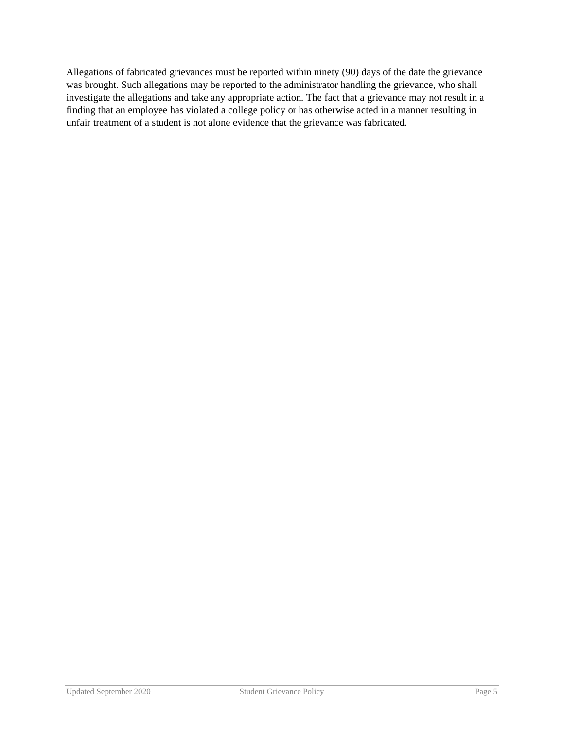Allegations of fabricated grievances must be reported within ninety (90) days of the date the grievance was brought. Such allegations may be reported to the administrator handling the grievance, who shall investigate the allegations and take any appropriate action. The fact that a grievance may not result in a finding that an employee has violated a college policy or has otherwise acted in a manner resulting in unfair treatment of a student is not alone evidence that the grievance was fabricated.